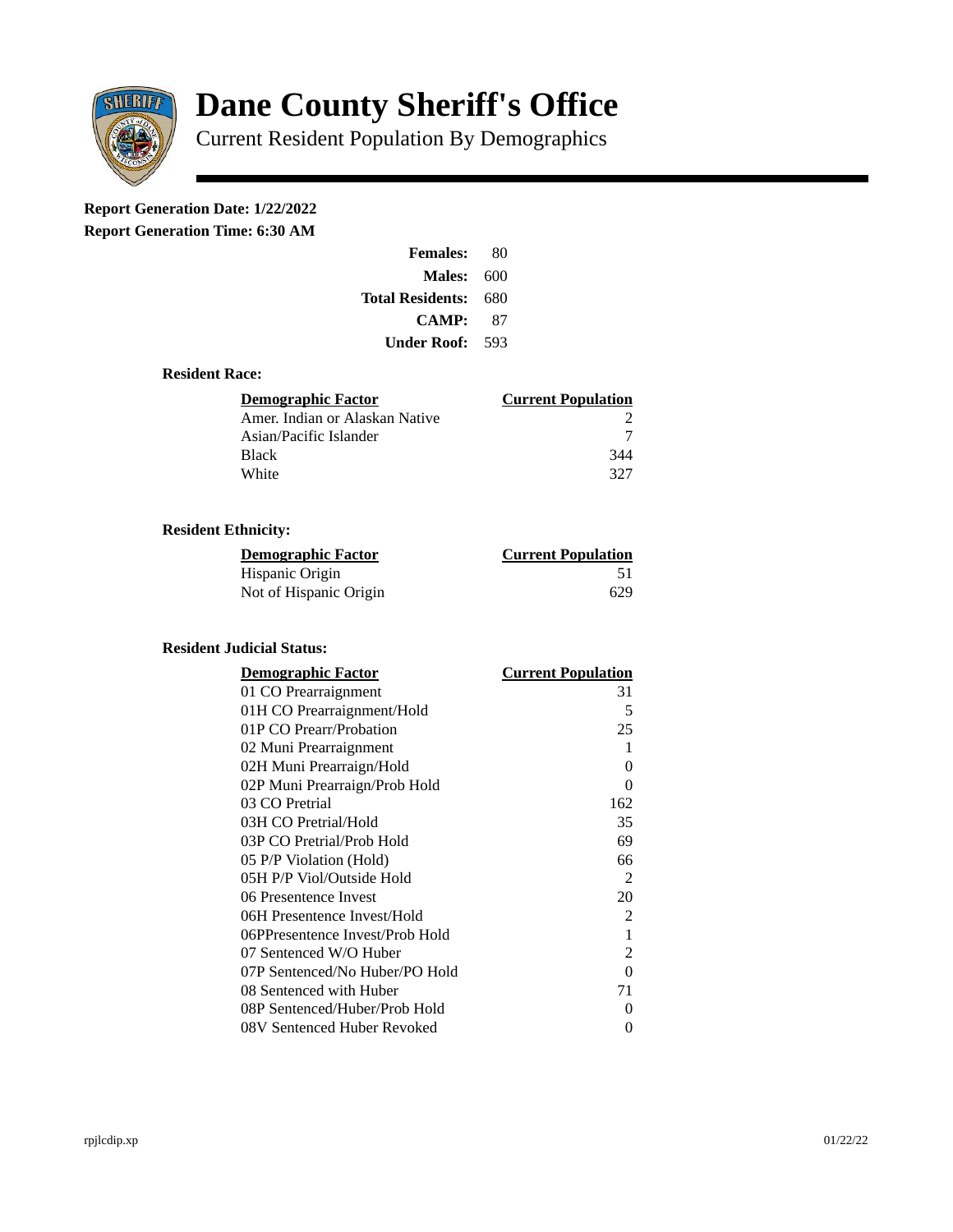# Dane County Sheriff's Office

Current Resident Population By Demographics

**Report Generation Date: 1/22/2022**

**Report Generation Time: 6:30 AM**

| | |
|---|---|
| **Females:** | 80 |
| **Males:** | 600 |
| **Total Residents:** | 680 |
| **CAMP:** | 87 |
| **Under Roof:** | 593 |

### Resident Race:

| Demographic Factor | Current Population |
|---|---|
| Amer. Indian or Alaskan Native | 2 |
| Asian/Pacific Islander | 7 |
| Black | 344 |
| White | 327 |

### Resident Ethnicity:

| Demographic Factor | Current Population |
|---|---|
| Hispanic Origin | 51 |
| Not of Hispanic Origin | 629 |

### Resident Judicial Status:

| Demographic Factor | Current Population |
|---|---|
| 01 CO Prearraignment | 31 |
| 01H CO Prearraignment/Hold | 5 |
| 01P CO Prearr/Probation | 25 |
| 02 Muni Prearraignment | 1 |
| 02H Muni Prearraign/Hold | 0 |
| 02P Muni Prearraign/Prob Hold | 0 |
| 03 CO Pretrial | 162 |
| 03H CO Pretrial/Hold | 35 |
| 03P CO Pretrial/Prob Hold | 69 |
| 05 P/P Violation (Hold) | 66 |
| 05H P/P Viol/Outside Hold | 2 |
| 06 Presentence Invest | 20 |
| 06H Presentence Invest/Hold | 2 |
| 06PPresentence Invest/Prob Hold | 1 |
| 07 Sentenced W/O Huber | 2 |
| 07P Sentenced/No Huber/PO Hold | 0 |
| 08 Sentenced with Huber | 71 |
| 08P Sentenced/Huber/Prob Hold | 0 |
| 08V Sentenced Huber Revoked | 0 |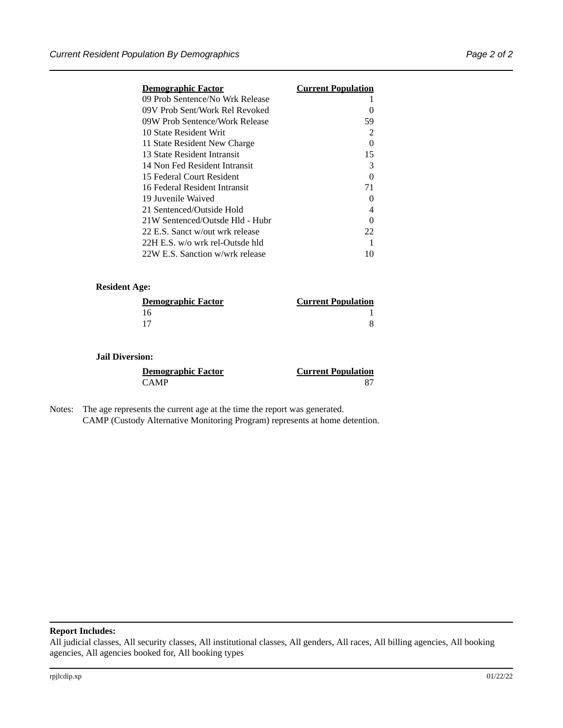| Demographic Factor | Current Population |
|---|---|
| 09 Prob Sentence/No Wrk Release | 1 |
| 09V Prob Sent/Work Rel Revoked | 0 |
| 09W Prob Sentence/Work Release | 59 |
| 10 State Resident Writ | 2 |
| 11 State Resident New Charge | 0 |
| 13 State Resident Intransit | 15 |
| 14 Non Fed Resident Intransit | 3 |
| 15 Federal Court Resident | 0 |
| 16 Federal Resident Intransit | 71 |
| 19 Juvenile Waived | 0 |
| 21 Sentenced/Outside Hold | 4 |
| 21W Sentenced/Outsde Hld - Hubr | 0 |
| 22 E.S. Sanct w/out wrk release | 22 |
| 22H E.S. w/o wrk rel-Outsde hld | 1 |
| 22W E.S. Sanction w/wrk release | 10 |

**Resident Age:**

| Demographic Factor | Current Population |
|---|---|
| 16 | 1 |
| 17 | 8 |

**Jail Diversion:**

| Demographic Factor | Current Population |
|---|---|
| CAMP | 87 |

Notes: The age represents the current age at the time the report was generated.
CAMP (Custody Alternative Monitoring Program) represents at home detention.

**Report Includes:**

All judicial classes, All security classes, All institutional classes, All genders, All races, All billing agencies, All booking agencies, All agencies booked for, All booking types

rpjlcdip.xp 01/22/22